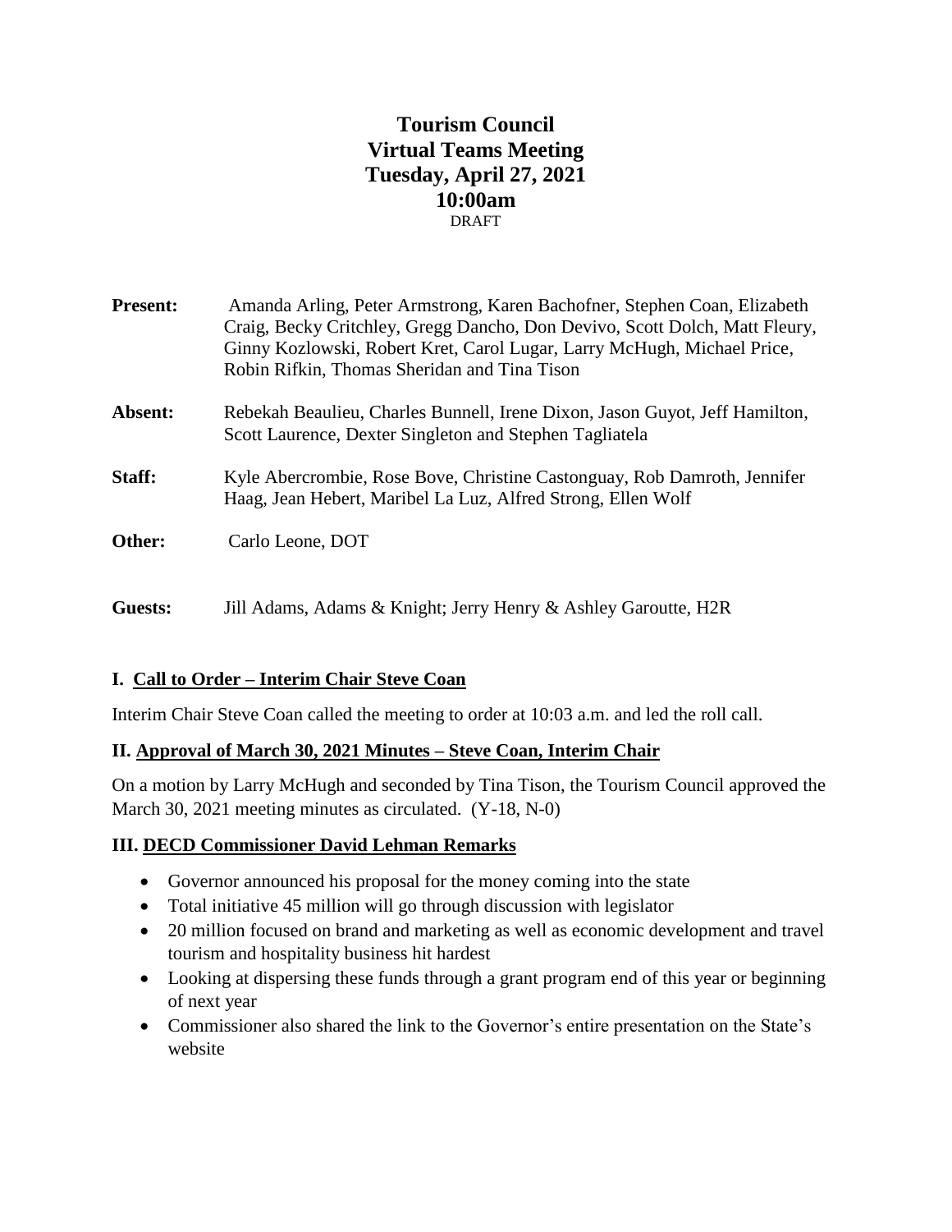# Tourism Council
## Virtual Teams Meeting
## Tuesday, April 27, 2021
## 10:00am

DRAFT

**Present:** Amanda Arling, Peter Armstrong, Karen Bachofner, Stephen Coan, Elizabeth Craig, Becky Critchley, Gregg Dancho, Don Devivo, Scott Dolch, Matt Fleury, Ginny Kozlowski, Robert Kret, Carol Lugar, Larry McHugh, Michael Price, Robin Rifkin, Thomas Sheridan and Tina Tison

**Absent:** Rebekah Beaulieu, Charles Bunnell, Irene Dixon, Jason Guyot, Jeff Hamilton, Scott Laurence, Dexter Singleton and Stephen Tagliatela

**Staff:** Kyle Abercrombie, Rose Bove, Christine Castonguay, Rob Damroth, Jennifer Haag, Jean Hebert, Maribel La Luz, Alfred Strong, Ellen Wolf

**Other:** Carlo Leone, DOT

**Guests:** Jill Adams, Adams & Knight; Jerry Henry & Ashley Garoutte, H2R

### I. Call to Order – Interim Chair Steve Coan

Interim Chair Steve Coan called the meeting to order at 10:03 a.m. and led the roll call.

### II. Approval of March 30, 2021 Minutes – Steve Coan, Interim Chair

On a motion by Larry McHugh and seconded by Tina Tison, the Tourism Council approved the March 30, 2021 meeting minutes as circulated. (Y-18, N-0)

### III. DECD Commissioner David Lehman Remarks

- Governor announced his proposal for the money coming into the state
- Total initiative 45 million will go through discussion with legislator
- 20 million focused on brand and marketing as well as economic development and travel tourism and hospitality business hit hardest
- Looking at dispersing these funds through a grant program end of this year or beginning of next year
- Commissioner also shared the link to the Governor's entire presentation on the State's website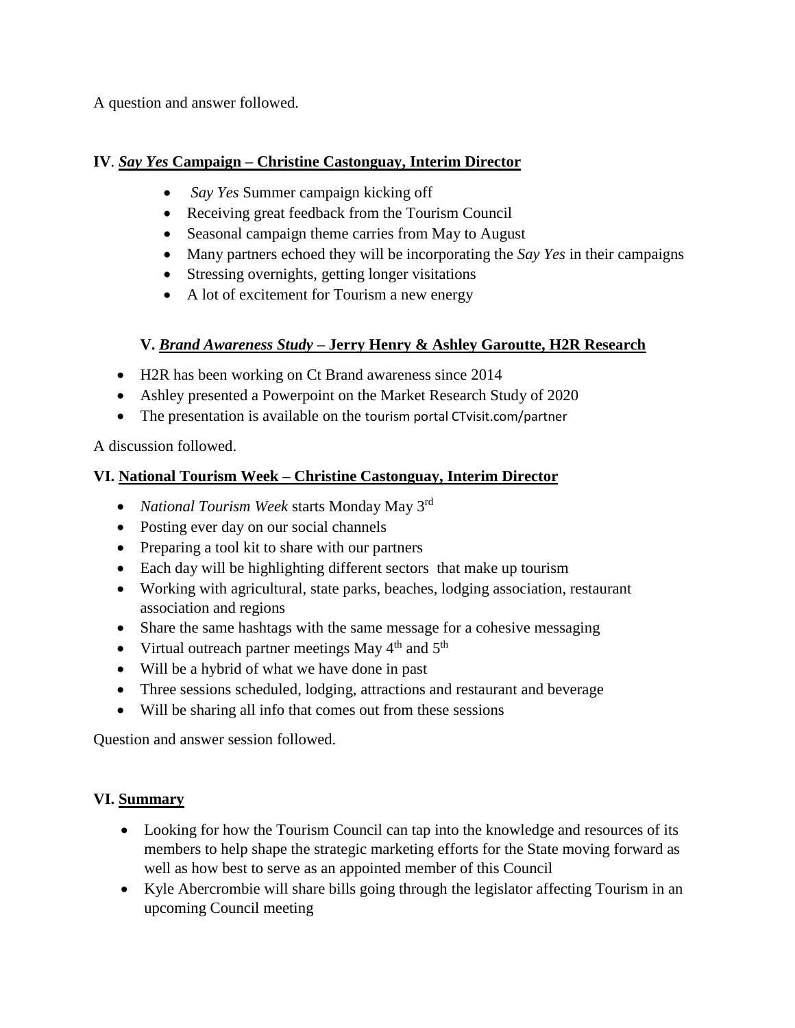A question and answer followed.

## IV. *Say Yes* Campaign – Christine Castonguay, Interim Director

- *Say Yes* Summer campaign kicking off
- Receiving great feedback from the Tourism Council
- Seasonal campaign theme carries from May to August
- Many partners echoed they will be incorporating the *Say Yes* in their campaigns
- Stressing overnights, getting longer visitations
- A lot of excitement for Tourism a new energy

## V. *Brand Awareness Study* – Jerry Henry & Ashley Garoutte, H2R Research

- H2R has been working on Ct Brand awareness since 2014
- Ashley presented a Powerpoint on the Market Research Study of 2020
- The presentation is available on the tourism portal CTvisit.com/partner

A discussion followed.

## VI. National Tourism Week – Christine Castonguay, Interim Director

- *National Tourism Week* starts Monday May 3rd
- Posting ever day on our social channels
- Preparing a tool kit to share with our partners
- Each day will be highlighting different sectors that make up tourism
- Working with agricultural, state parks, beaches, lodging association, restaurant association and regions
- Share the same hashtags with the same message for a cohesive messaging
- Virtual outreach partner meetings May 4th and 5th
- Will be a hybrid of what we have done in past
- Three sessions scheduled, lodging, attractions and restaurant and beverage
- Will be sharing all info that comes out from these sessions

Question and answer session followed.

## VI. Summary

- Looking for how the Tourism Council can tap into the knowledge and resources of its members to help shape the strategic marketing efforts for the State moving forward as well as how best to serve as an appointed member of this Council
- Kyle Abercrombie will share bills going through the legislator affecting Tourism in an upcoming Council meeting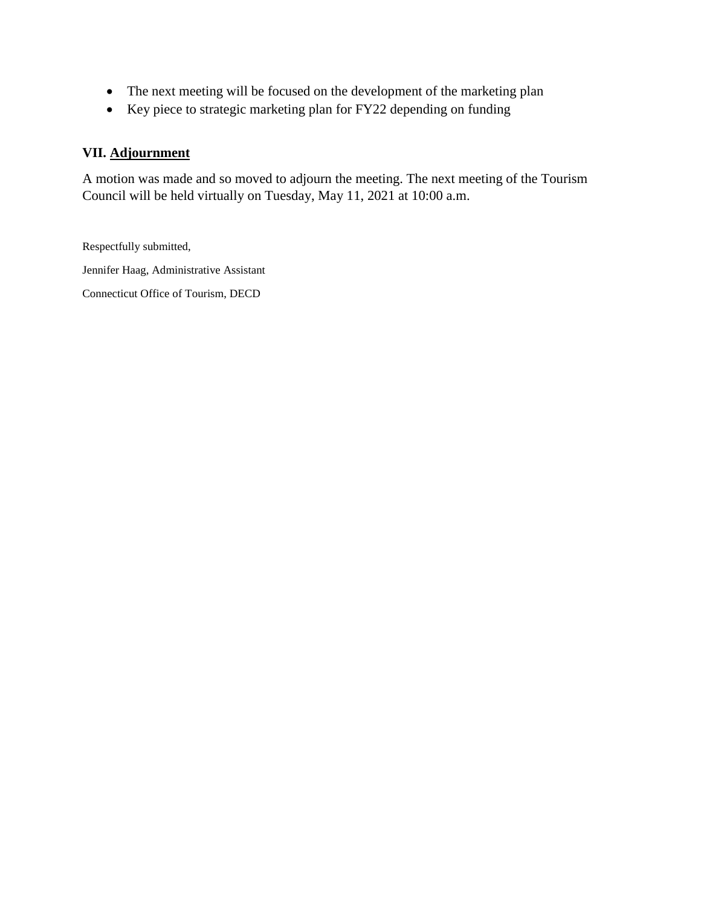- The next meeting will be focused on the development of the marketing plan
- Key piece to strategic marketing plan for FY22 depending on funding

## VII. Adjournment

A motion was made and so moved to adjourn the meeting. The next meeting of the Tourism Council will be held virtually on Tuesday, May 11, 2021 at 10:00 a.m.

Respectfully submitted,

Jennifer Haag, Administrative Assistant

Connecticut Office of Tourism, DECD